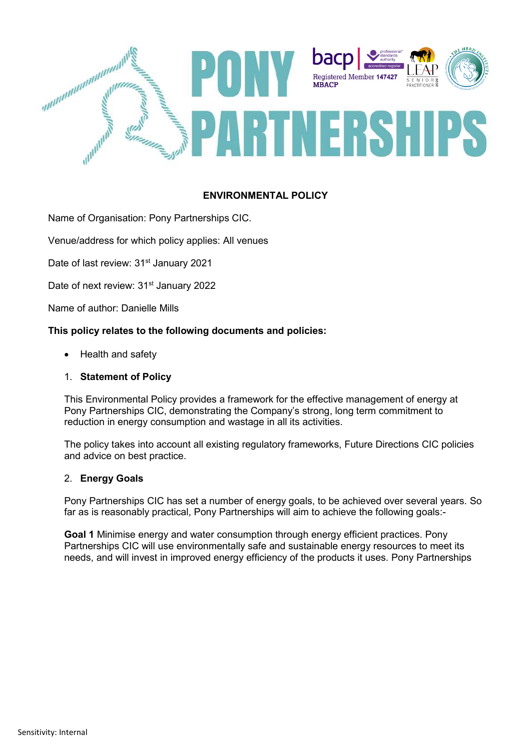# ENVIRONMENTAL POLICY

Name of Organisation: Pony Partnerships CIC.

Venue/address for which policy applies: All venues

Date of last review: 31st January 2021

Date of next review: 31st January 2022

Name of author: Danielle Mills

**This policy relates to the following documents and policies:**

- Health and safety

## 1. Statement of Policy

This Environmental Policy provides a framework for the effective management of energy at Pony Partnerships CIC, demonstrating the Company's strong, long term commitment to reduction in energy consumption and wastage in all its activities.

The policy takes into account all existing regulatory frameworks, Future Directions CIC policies and advice on best practice.

## 2. Energy Goals

Pony Partnerships CIC has set a number of energy goals, to be achieved over several years. So far as is reasonably practical, Pony Partnerships will aim to achieve the following goals:-

**Goal 1** Minimise energy and water consumption through energy efficient practices. Pony Partnerships CIC will use environmentally safe and sustainable energy resources to meet its needs, and will invest in improved energy efficiency of the products it uses. Pony Partnerships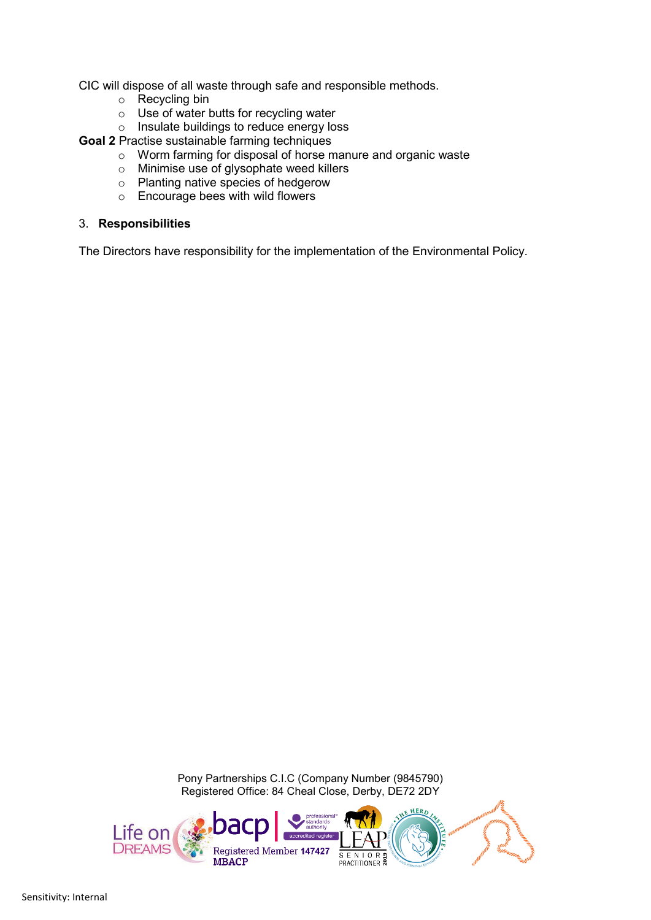CIC will dispose of all waste through safe and responsible methods.

- Recycling bin
- Use of water butts for recycling water
- Insulate buildings to reduce energy loss

**Goal 2** Practise sustainable farming techniques

- Worm farming for disposal of horse manure and organic waste
- Minimise use of glysophate weed killers
- Planting native species of hedgerow
- Encourage bees with wild flowers

## 3. Responsibilities

The Directors have responsibility for the implementation of the Environmental Policy.

Pony Partnerships C.I.C (Company Number (9845790)
Registered Office: 84 Cheal Close, Derby, DE72 2DY

Sensitivity: Internal